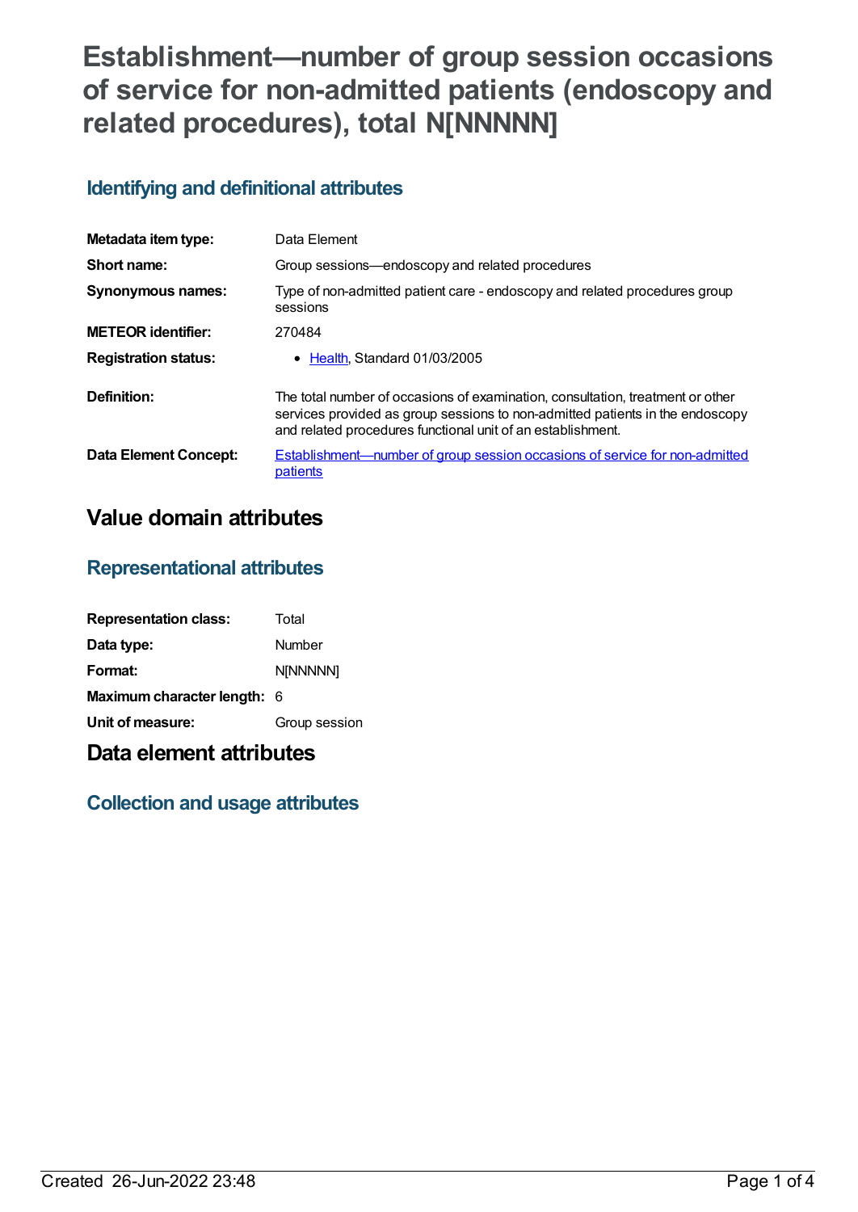# Establishment—number of group session occasions of service for non-admitted patients (endoscopy and related procedures), total N[NNNNN]

## Identifying and definitional attributes

| | |
|---|---|
| **Metadata item type:** | Data Element |
| **Short name:** | Group sessions—endoscopy and related procedures |
| **Synonymous names:** | Type of non-admitted patient care - endoscopy and related procedures group sessions |
| **METEOR identifier:** | 270484 |
| **Registration status:** | • Health, Standard 01/03/2005 |
| **Definition:** | The total number of occasions of examination, consultation, treatment or other services provided as group sessions to non-admitted patients in the endoscopy and related procedures functional unit of an establishment. |
| **Data Element Concept:** | Establishment—number of group session occasions of service for non-admitted patients |

# Value domain attributes

## Representational attributes

| | |
|---|---|
| **Representation class:** | Total |
| **Data type:** | Number |
| **Format:** | N[NNNNN] |
| **Maximum character length:** | 6 |
| **Unit of measure:** | Group session |

# Data element attributes

## Collection and usage attributes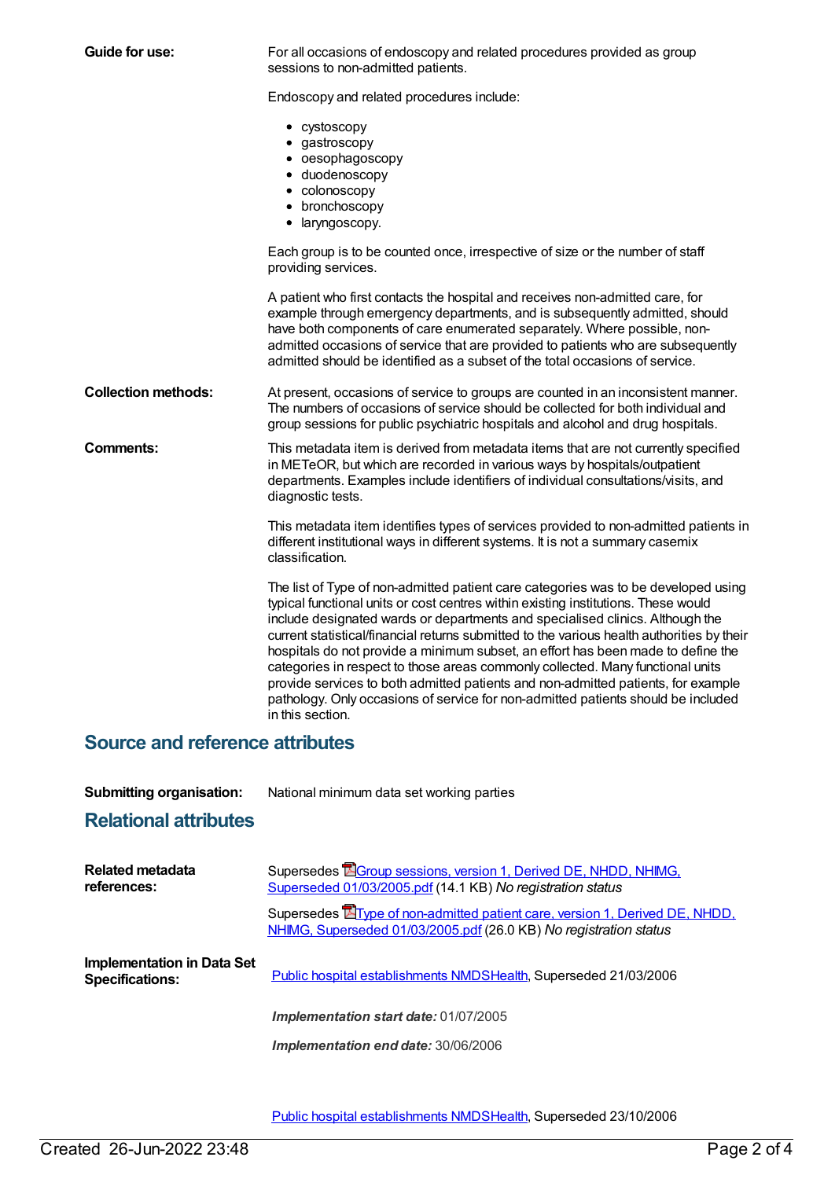**Guide for use:**

For all occasions of endoscopy and related procedures provided as group sessions to non-admitted patients.

Endoscopy and related procedures include:

- cystoscopy
- gastroscopy
- oesophagoscopy
- duodenoscopy
- colonoscopy
- bronchoscopy
- laryngoscopy.

Each group is to be counted once, irrespective of size or the number of staff providing services.

A patient who first contacts the hospital and receives non-admitted care, for example through emergency departments, and is subsequently admitted, should have both components of care enumerated separately. Where possible, non-admitted occasions of service that are provided to patients who are subsequently admitted should be identified as a subset of the total occasions of service.

**Collection methods:**

At present, occasions of service to groups are counted in an inconsistent manner. The numbers of occasions of service should be collected for both individual and group sessions for public psychiatric hospitals and alcohol and drug hospitals.

**Comments:**

This metadata item is derived from metadata items that are not currently specified in METeOR, but which are recorded in various ways by hospitals/outpatient departments. Examples include identifiers of individual consultations/visits, and diagnostic tests.

This metadata item identifies types of services provided to non-admitted patients in different institutional ways in different systems. It is not a summary casemix classification.

The list of Type of non-admitted patient care categories was to be developed using typical functional units or cost centres within existing institutions. These would include designated wards or departments and specialised clinics. Although the current statistical/financial returns submitted to the various health authorities by their hospitals do not provide a minimum subset, an effort has been made to define the categories in respect to those areas commonly collected. Many functional units provide services to both admitted patients and non-admitted patients, for example pathology. Only occasions of service for non-admitted patients should be included in this section.

## Source and reference attributes

**Submitting organisation:** National minimum data set working parties

## Relational attributes

**Related metadata references:**

Supersedes Group sessions, version 1, Derived DE, NHDD, NHIMG, Superseded 01/03/2005.pdf (14.1 KB) *No registration status*

Supersedes Type of non-admitted patient care, version 1, Derived DE, NHDD, NHIMG, Superseded 01/03/2005.pdf (26.0 KB) *No registration status*

**Implementation in Data Set Specifications:**

Public hospital establishments NMDSHealth, Superseded 21/03/2006

***Implementation start date:*** 01/07/2005

***Implementation end date:*** 30/06/2006

Public hospital establishments NMDSHealth, Superseded 23/10/2006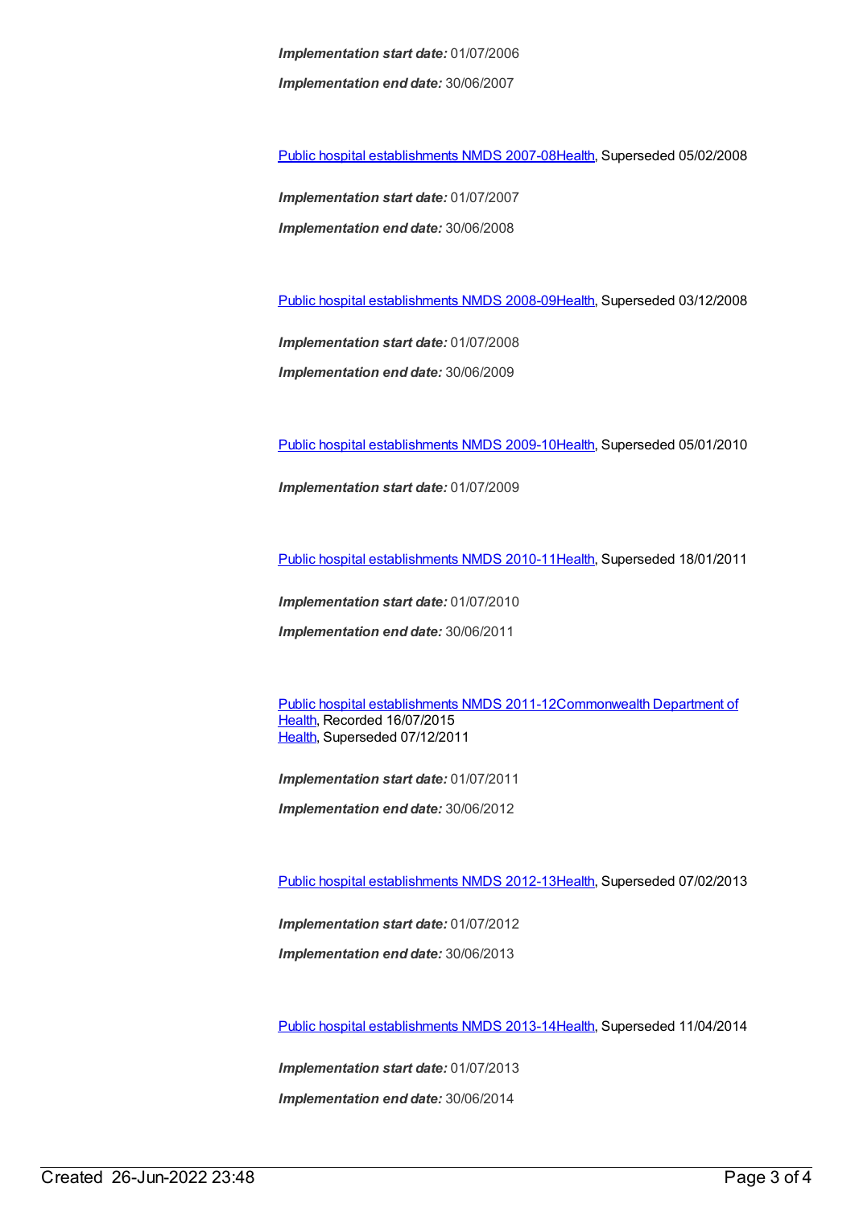***Implementation start date:*** 01/07/2006

***Implementation end date:*** 30/06/2007

Public hospital establishments NMDS 2007-08Health, Superseded 05/02/2008

***Implementation start date:*** 01/07/2007

***Implementation end date:*** 30/06/2008

Public hospital establishments NMDS 2008-09Health, Superseded 03/12/2008

***Implementation start date:*** 01/07/2008

***Implementation end date:*** 30/06/2009

Public hospital establishments NMDS 2009-10Health, Superseded 05/01/2010

***Implementation start date:*** 01/07/2009

Public hospital establishments NMDS 2010-11Health, Superseded 18/01/2011

***Implementation start date:*** 01/07/2010

***Implementation end date:*** 30/06/2011

Public hospital establishments NMDS 2011-12Commonwealth Department of Health, Recorded 16/07/2015
Health, Superseded 07/12/2011

***Implementation start date:*** 01/07/2011

***Implementation end date:*** 30/06/2012

Public hospital establishments NMDS 2012-13Health, Superseded 07/02/2013

***Implementation start date:*** 01/07/2012

***Implementation end date:*** 30/06/2013

Public hospital establishments NMDS 2013-14Health, Superseded 11/04/2014

***Implementation start date:*** 01/07/2013

***Implementation end date:*** 30/06/2014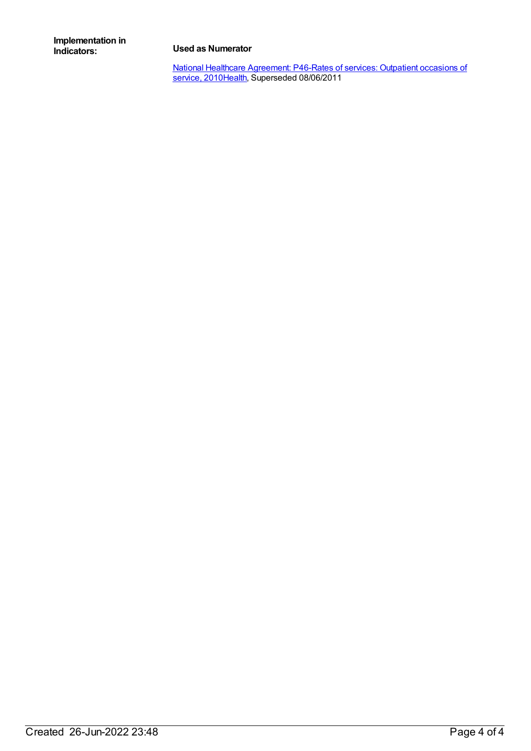**Implementation in Indicators:**

**Used as Numerator**

National Healthcare Agreement: P46-Rates of services: Outpatient occasions of service, 2010Health, Superseded 08/06/2011